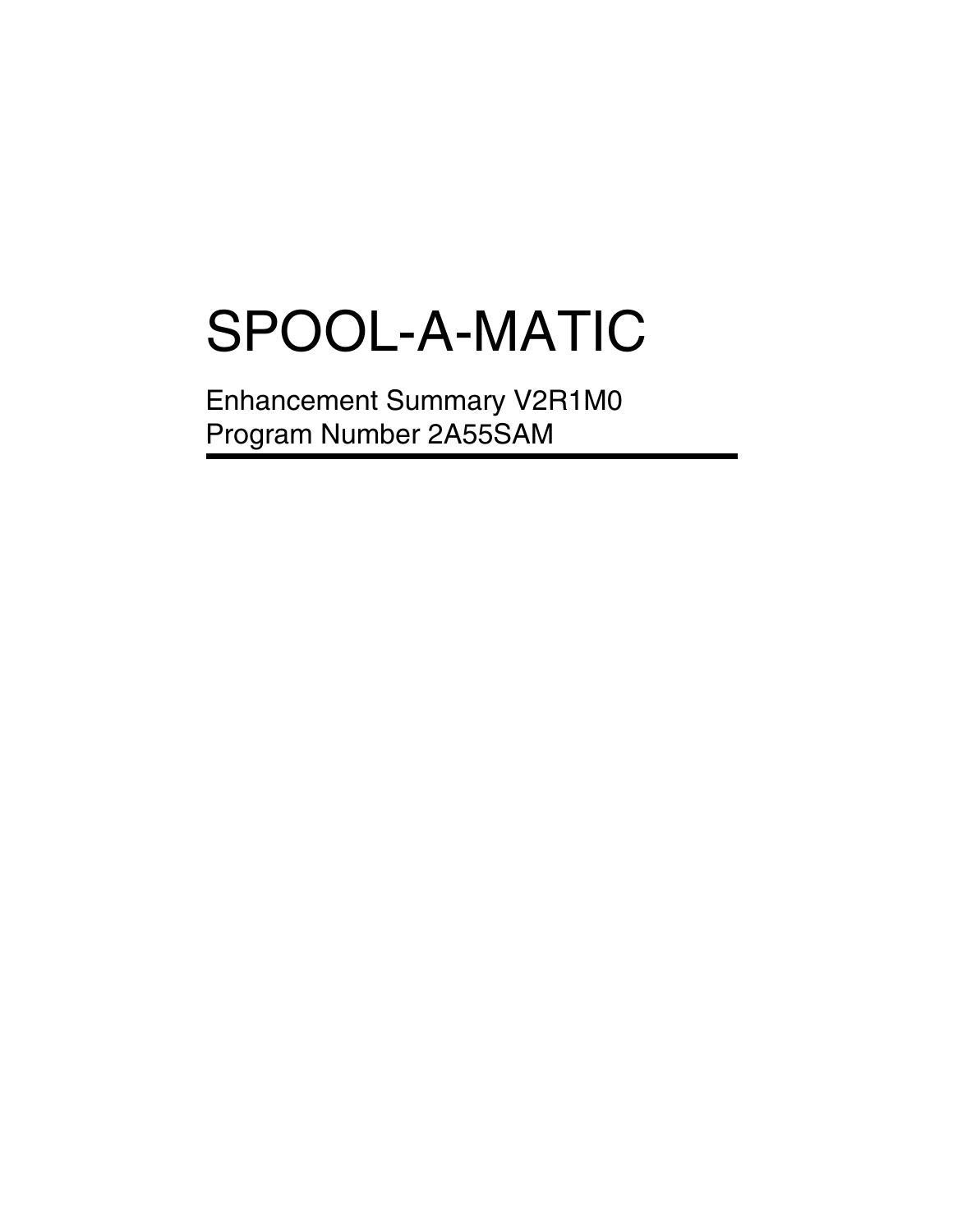# SPOOL-A-MATIC

Enhancement Summary V2R1M0
Program Number 2A55SAM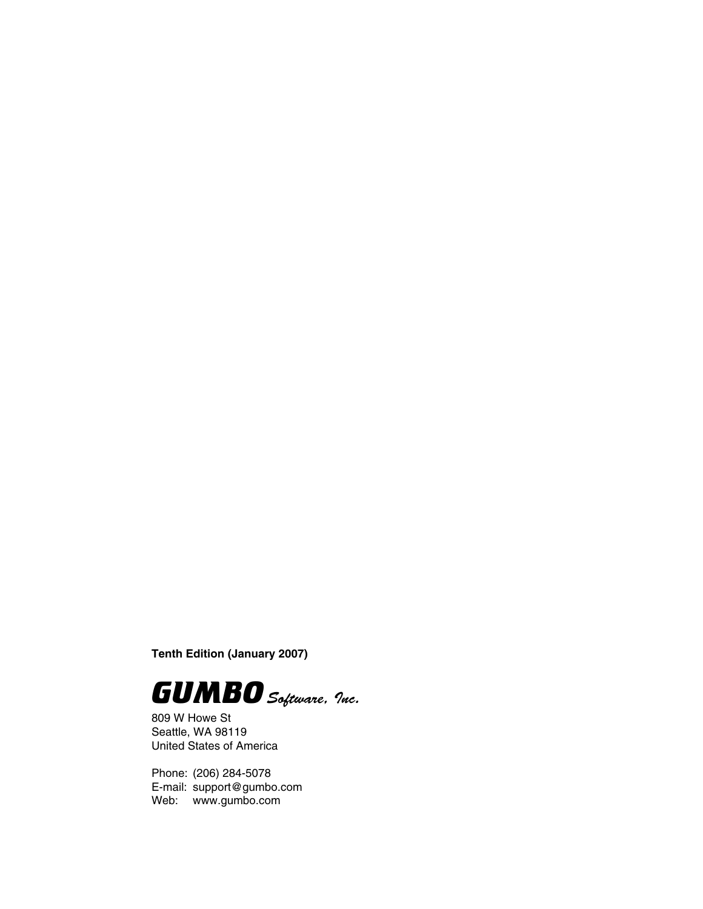**Tenth Edition (January 2007)**

***GUMBO** Software, Inc.*

809 W Howe St
Seattle, WA 98119
United States of America

Phone: (206) 284-5078
E-mail: support@gumbo.com
Web: www.gumbo.com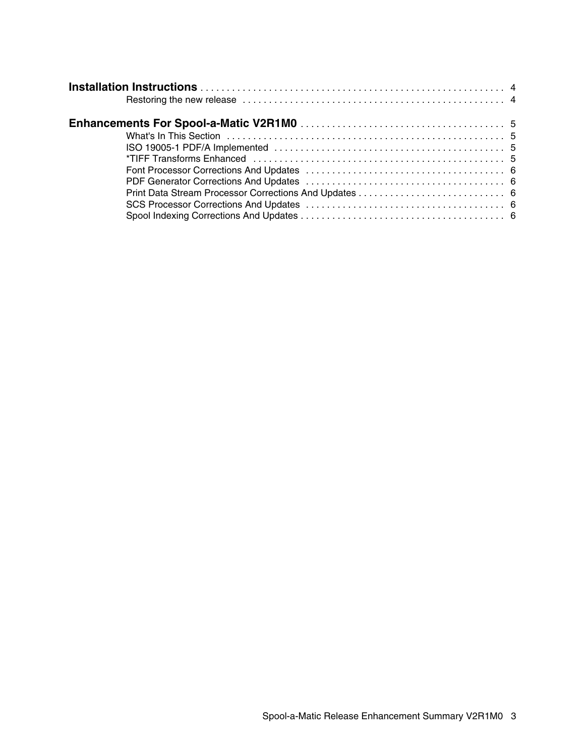**Installation Instructions** . . . . . . . . . . . . . . . . . . . . . . . . . . . . . . . . . . . . . . . . . . . . . . . . . . . . . . . . . 4

Restoring the new release . . . . . . . . . . . . . . . . . . . . . . . . . . . . . . . . . . . . . . . . . . . . . . . . . . 4

**Enhancements For Spool-a-Matic V2R1M0** . . . . . . . . . . . . . . . . . . . . . . . . . . . . . . . . . . . . . . . 5

What's In This Section . . . . . . . . . . . . . . . . . . . . . . . . . . . . . . . . . . . . . . . . . . . . . . . . . . . . . 5

ISO 19005-1 PDF/A Implemented . . . . . . . . . . . . . . . . . . . . . . . . . . . . . . . . . . . . . . . . . . . . 5

*TIFF Transforms Enhanced . . . . . . . . . . . . . . . . . . . . . . . . . . . . . . . . . . . . . . . . . . . . . . . . 5

Font Processor Corrections And Updates . . . . . . . . . . . . . . . . . . . . . . . . . . . . . . . . . . . . . . 6

PDF Generator Corrections And Updates . . . . . . . . . . . . . . . . . . . . . . . . . . . . . . . . . . . . . . 6

Print Data Stream Processor Corrections And Updates . . . . . . . . . . . . . . . . . . . . . . . . . . . . 6

SCS Processor Corrections And Updates . . . . . . . . . . . . . . . . . . . . . . . . . . . . . . . . . . . . . . 6

Spool Indexing Corrections And Updates . . . . . . . . . . . . . . . . . . . . . . . . . . . . . . . . . . . . . . . 6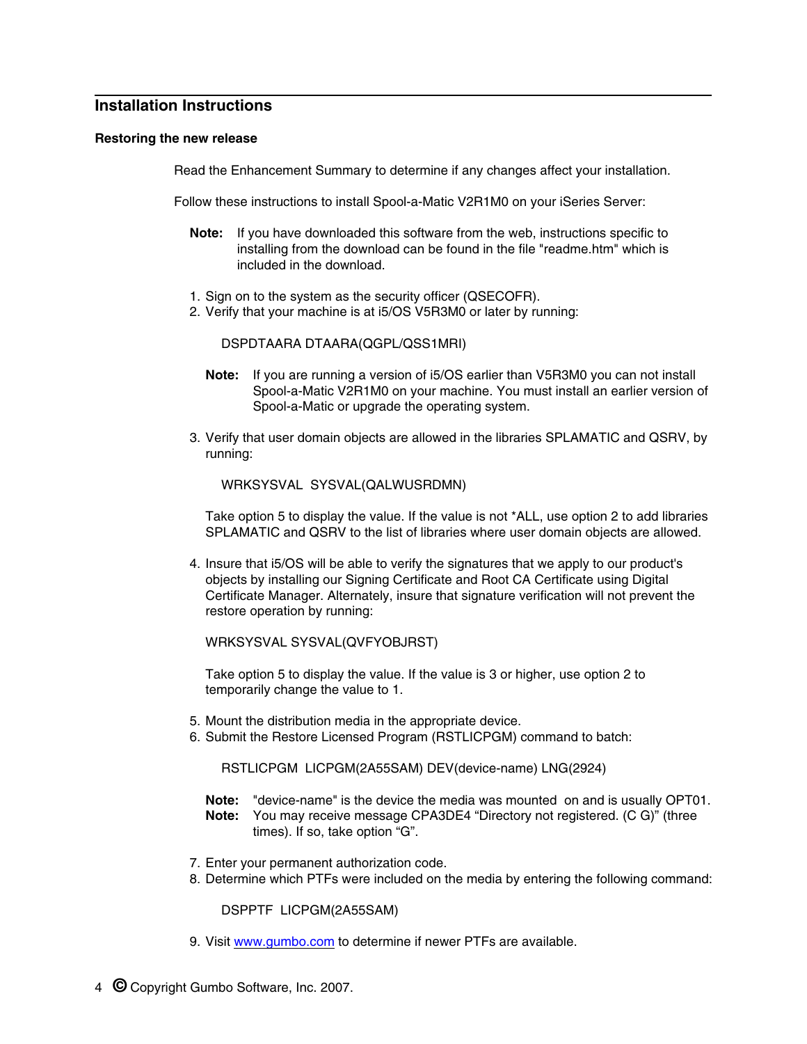## Installation Instructions

### Restoring the new release

Read the Enhancement Summary to determine if any changes affect your installation.

Follow these instructions to install Spool-a-Matic V2R1M0 on your iSeries Server:

**Note:** If you have downloaded this software from the web, instructions specific to installing from the download can be found in the file "readme.htm" which is included in the download.

1. Sign on to the system as the security officer (QSECOFR).
2. Verify that your machine is at i5/OS V5R3M0 or later by running:

   ```
   DSPDTAARA DTAARA(QGPL/QSS1MRI)
   ```

   **Note:** If you are running a version of i5/OS earlier than V5R3M0 you can not install Spool-a-Matic V2R1M0 on your machine. You must install an earlier version of Spool-a-Matic or upgrade the operating system.

3. Verify that user domain objects are allowed in the libraries SPLAMATIC and QSRV, by running:

   ```
   WRKSYSVAL  SYSVAL(QALWUSRDMN)
   ```

   Take option 5 to display the value. If the value is not *ALL, use option 2 to add libraries SPLAMATIC and QSRV to the list of libraries where user domain objects are allowed.

4. Insure that i5/OS will be able to verify the signatures that we apply to our product's objects by installing our Signing Certificate and Root CA Certificate using Digital Certificate Manager. Alternately, insure that signature verification will not prevent the restore operation by running:

   ```
   WRKSYSVAL SYSVAL(QVFYOBJRST)
   ```

   Take option 5 to display the value. If the value is 3 or higher, use option 2 to temporarily change the value to 1.

5. Mount the distribution media in the appropriate device.
6. Submit the Restore Licensed Program (RSTLICPGM) command to batch:

   ```
   RSTLICPGM  LICPGM(2A55SAM) DEV(device-name) LNG(2924)
   ```

   **Note:** "device-name" is the device the media was mounted on and is usually OPT01.
   **Note:** You may receive message CPA3DE4 “Directory not registered. (C G)” (three times). If so, take option “G”.

7. Enter your permanent authorization code.
8. Determine which PTFs were included on the media by entering the following command:

   ```
   DSPPTF  LICPGM(2A55SAM)
   ```

9. Visit www.gumbo.com to determine if newer PTFs are available.

© Copyright Gumbo Software, Inc. 2007.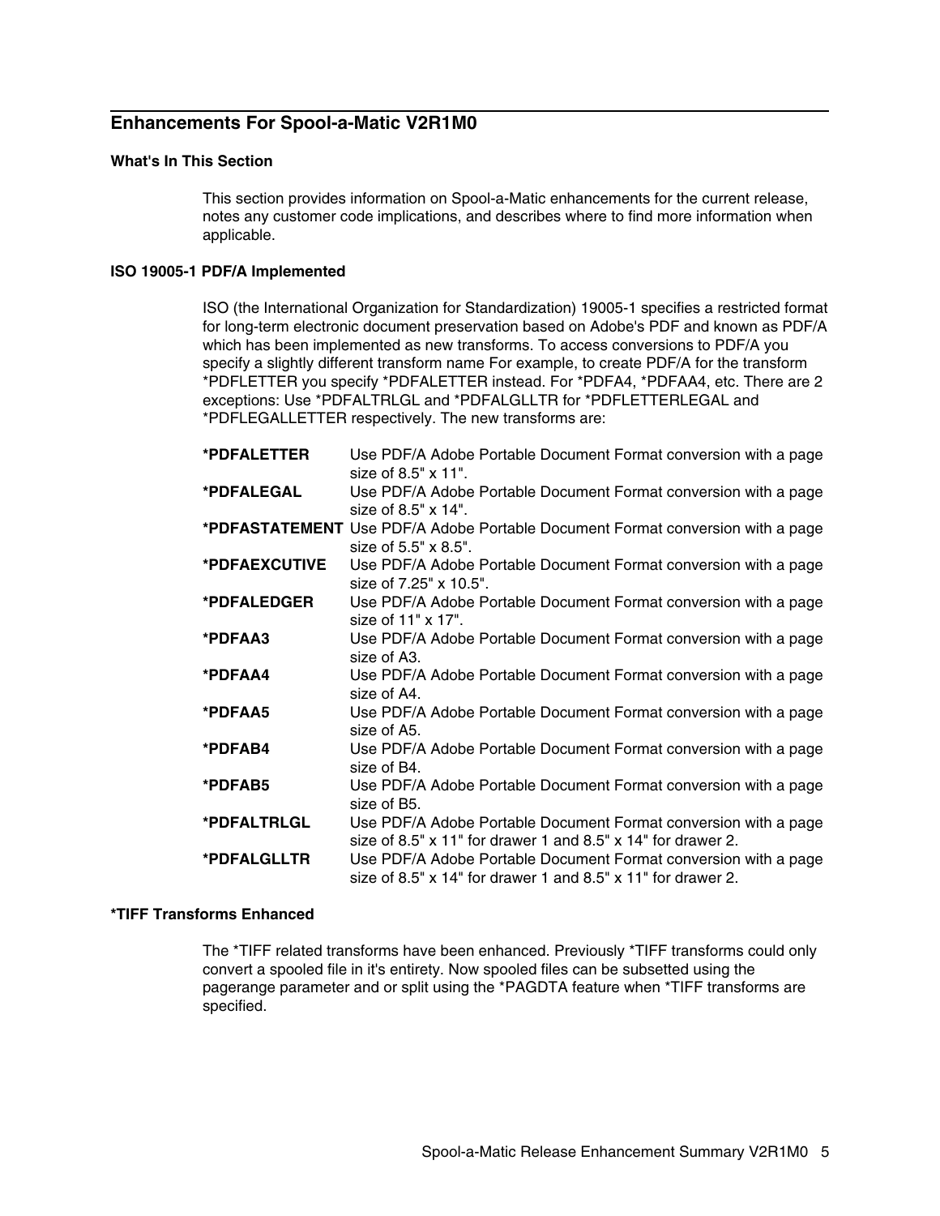## Enhancements For Spool-a-Matic V2R1M0

### What's In This Section

This section provides information on Spool-a-Matic enhancements for the current release, notes any customer code implications, and describes where to find more information when applicable.

### ISO 19005-1 PDF/A Implemented

ISO (the International Organization for Standardization) 19005-1 specifies a restricted format for long-term electronic document preservation based on Adobe's PDF and known as PDF/A which has been implemented as new transforms. To access conversions to PDF/A you specify a slightly different transform name For example, to create PDF/A for the transform *PDFLETTER you specify *PDFALETTER instead. For *PDFA4, *PDFAA4, etc. There are 2 exceptions: Use *PDFALTRLGL and *PDFALGLLTR for *PDFLETTERLEGAL and *PDFLEGALLETTER respectively. The new transforms are:

| | |
|---|---|
| **\*PDFALETTER** | Use PDF/A Adobe Portable Document Format conversion with a page size of 8.5" x 11". |
| **\*PDFALEGAL** | Use PDF/A Adobe Portable Document Format conversion with a page size of 8.5" x 14". |
| **\*PDFASTATEMENT** | Use PDF/A Adobe Portable Document Format conversion with a page size of 5.5" x 8.5". |
| **\*PDFAEXCUTIVE** | Use PDF/A Adobe Portable Document Format conversion with a page size of 7.25" x 10.5". |
| **\*PDFALEDGER** | Use PDF/A Adobe Portable Document Format conversion with a page size of 11" x 17". |
| **\*PDFAA3** | Use PDF/A Adobe Portable Document Format conversion with a page size of A3. |
| **\*PDFAA4** | Use PDF/A Adobe Portable Document Format conversion with a page size of A4. |
| **\*PDFAA5** | Use PDF/A Adobe Portable Document Format conversion with a page size of A5. |
| **\*PDFAB4** | Use PDF/A Adobe Portable Document Format conversion with a page size of B4. |
| **\*PDFAB5** | Use PDF/A Adobe Portable Document Format conversion with a page size of B5. |
| **\*PDFALTRLGL** | Use PDF/A Adobe Portable Document Format conversion with a page size of 8.5" x 11" for drawer 1 and 8.5" x 14" for drawer 2. |
| **\*PDFALGLLTR** | Use PDF/A Adobe Portable Document Format conversion with a page size of 8.5" x 14" for drawer 1 and 8.5" x 11" for drawer 2. |

### *TIFF Transforms Enhanced

The *TIFF related transforms have been enhanced. Previously *TIFF transforms could only convert a spooled file in it's entirety. Now spooled files can be subsetted using the pagerange parameter and or split using the *PAGDTA feature when *TIFF transforms are specified.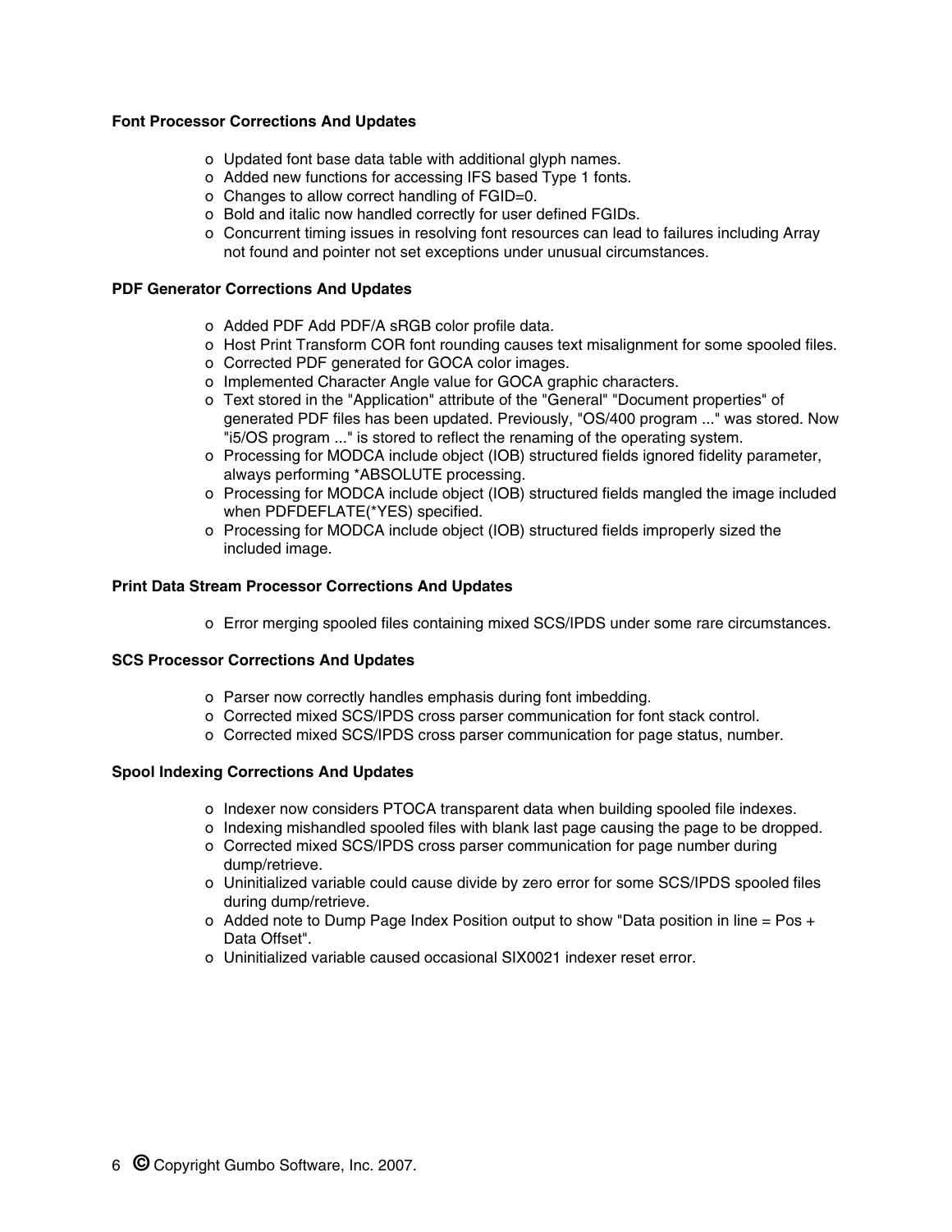**Font Processor Corrections And Updates**

- Updated font base data table with additional glyph names.
- Added new functions for accessing IFS based Type 1 fonts.
- Changes to allow correct handling of FGID=0.
- Bold and italic now handled correctly for user defined FGIDs.
- Concurrent timing issues in resolving font resources can lead to failures including Array not found and pointer not set exceptions under unusual circumstances.

**PDF Generator Corrections And Updates**

- Added PDF Add PDF/A sRGB color profile data.
- Host Print Transform COR font rounding causes text misalignment for some spooled files.
- Corrected PDF generated for GOCA color images.
- Implemented Character Angle value for GOCA graphic characters.
- Text stored in the "Application" attribute of the "General" "Document properties" of generated PDF files has been updated. Previously, "OS/400 program ..." was stored. Now "i5/OS program ..." is stored to reflect the renaming of the operating system.
- Processing for MODCA include object (IOB) structured fields ignored fidelity parameter, always performing *ABSOLUTE processing.
- Processing for MODCA include object (IOB) structured fields mangled the image included when PDFDEFLATE(*YES) specified.
- Processing for MODCA include object (IOB) structured fields improperly sized the included image.

**Print Data Stream Processor Corrections And Updates**

- Error merging spooled files containing mixed SCS/IPDS under some rare circumstances.

**SCS Processor Corrections And Updates**

- Parser now correctly handles emphasis during font imbedding.
- Corrected mixed SCS/IPDS cross parser communication for font stack control.
- Corrected mixed SCS/IPDS cross parser communication for page status, number.

**Spool Indexing Corrections And Updates**

- Indexer now considers PTOCA transparent data when building spooled file indexes.
- Indexing mishandled spooled files with blank last page causing the page to be dropped.
- Corrected mixed SCS/IPDS cross parser communication for page number during dump/retrieve.
- Uninitialized variable could cause divide by zero error for some SCS/IPDS spooled files during dump/retrieve.
- Added note to Dump Page Index Position output to show "Data position in line = Pos + Data Offset".
- Uninitialized variable caused occasional SIX0021 indexer reset error.

© Copyright Gumbo Software, Inc. 2007.